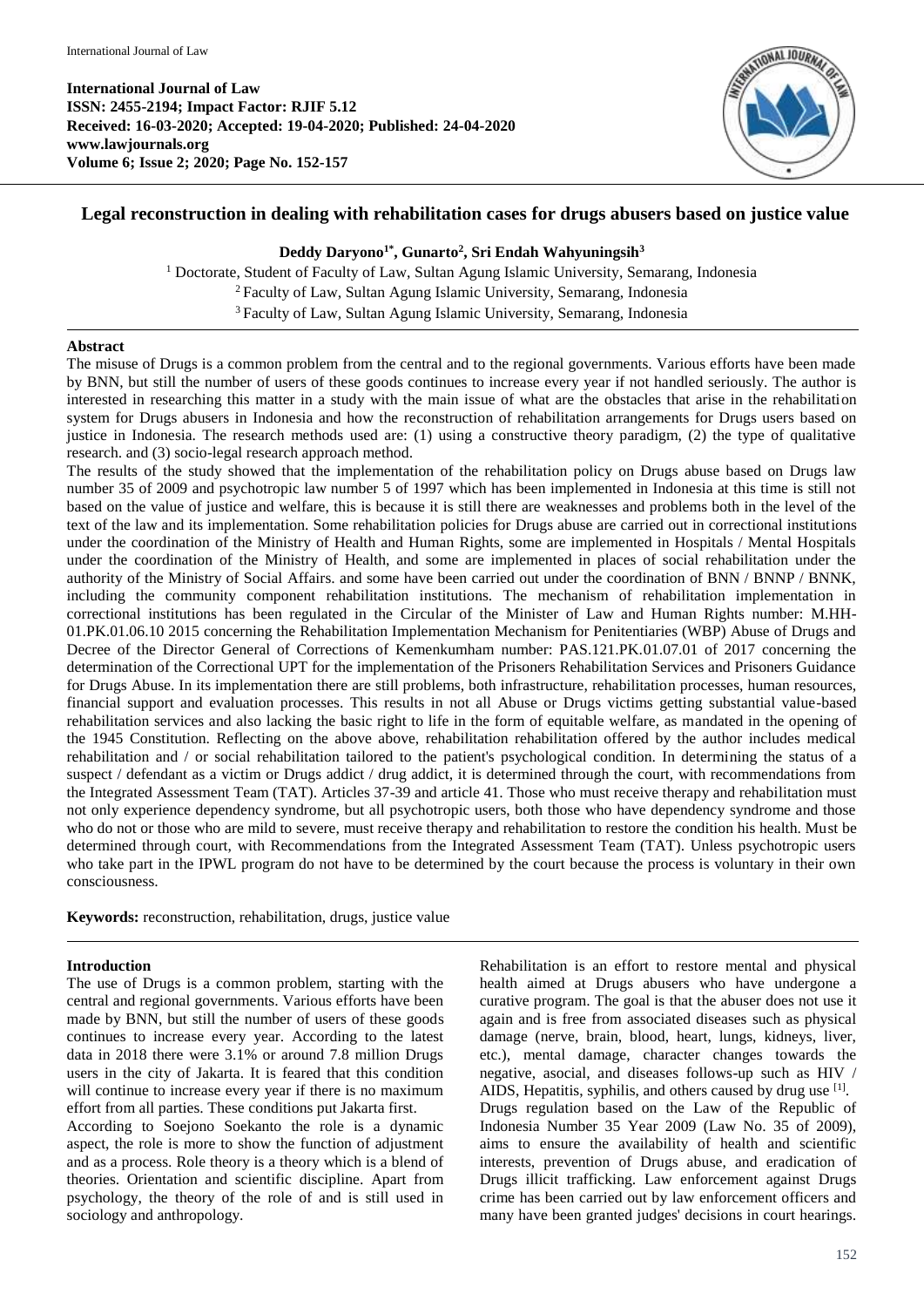**International Journal of Law**
**ISSN: 2455-2194; Impact Factor: RJIF 5.12**
**Received: 16-03-2020; Accepted: 19-04-2020; Published: 24-04-2020**
**www.lawjournals.org**
**Volume 6; Issue 2; 2020; Page No. 152-157**

# Legal reconstruction in dealing with rehabilitation cases for drugs abusers based on justice value

**Deddy Daryono[1*], Gunarto[2], Sri Endah Wahyuningsih[3]**

[1] Doctorate, Student of Faculty of Law, Sultan Agung Islamic University, Semarang, Indonesia
[2] Faculty of Law, Sultan Agung Islamic University, Semarang, Indonesia
[3] Faculty of Law, Sultan Agung Islamic University, Semarang, Indonesia

## Abstract

The misuse of Drugs is a common problem from the central and to the regional governments. Various efforts have been made by BNN, but still the number of users of these goods continues to increase every year if not handled seriously. The author is interested in researching this matter in a study with the main issue of what are the obstacles that arise in the rehabilitation system for Drugs abusers in Indonesia and how the reconstruction of rehabilitation arrangements for Drugs users based on justice in Indonesia. The research methods used are: (1) using a constructive theory paradigm, (2) the type of qualitative research. and (3) socio-legal research approach method.

The results of the study showed that the implementation of the rehabilitation policy on Drugs abuse based on Drugs law number 35 of 2009 and psychotropic law number 5 of 1997 which has been implemented in Indonesia at this time is still not based on the value of justice and welfare, this is because it is still there are weaknesses and problems both in the level of the text of the law and its implementation. Some rehabilitation policies for Drugs abuse are carried out in correctional institutions under the coordination of the Ministry of Health and Human Rights, some are implemented in Hospitals / Mental Hospitals under the coordination of the Ministry of Health, and some are implemented in places of social rehabilitation under the authority of the Ministry of Social Affairs. and some have been carried out under the coordination of BNN / BNNP / BNNK, including the community component rehabilitation institutions. The mechanism of rehabilitation implementation in correctional institutions has been regulated in the Circular of the Minister of Law and Human Rights number: M.HH-01.PK.01.06.10 2015 concerning the Rehabilitation Implementation Mechanism for Penitentiaries (WBP) Abuse of Drugs and Decree of the Director General of Corrections of Kemenkumham number: PAS.121.PK.01.07.01 of 2017 concerning the determination of the Correctional UPT for the implementation of the Prisoners Rehabilitation Services and Prisoners Guidance for Drugs Abuse. In its implementation there are still problems, both infrastructure, rehabilitation processes, human resources, financial support and evaluation processes. This results in not all Abuse or Drugs victims getting substantial value-based rehabilitation services and also lacking the basic right to life in the form of equitable welfare, as mandated in the opening of the 1945 Constitution. Reflecting on the above above, rehabilitation rehabilitation offered by the author includes medical rehabilitation and / or social rehabilitation tailored to the patient's psychological condition. In determining the status of a suspect / defendant as a victim or Drugs addict / drug addict, it is determined through the court, with recommendations from the Integrated Assessment Team (TAT). Articles 37-39 and article 41. Those who must receive therapy and rehabilitation must not only experience dependency syndrome, but all psychotropic users, both those who have dependency syndrome and those who do not or those who are mild to severe, must receive therapy and rehabilitation to restore the condition his health. Must be determined through court, with Recommendations from the Integrated Assessment Team (TAT). Unless psychotropic users who take part in the IPWL program do not have to be determined by the court because the process is voluntary in their own consciousness.

**Keywords:** reconstruction, rehabilitation, drugs, justice value

## Introduction

The use of Drugs is a common problem, starting with the central and regional governments. Various efforts have been made by BNN, but still the number of users of these goods continues to increase every year. According to the latest data in 2018 there were 3.1% or around 7.8 million Drugs users in the city of Jakarta. It is feared that this condition will continue to increase every year if there is no maximum effort from all parties. These conditions put Jakarta first.

According to Soejono Soekanto the role is a dynamic aspect, the role is more to show the function of adjustment and as a process. Role theory is a theory which is a blend of theories. Orientation and scientific discipline. Apart from psychology, the theory of the role of and is still used in sociology and anthropology.

Rehabilitation is an effort to restore mental and physical health aimed at Drugs abusers who have undergone a curative program. The goal is that the abuser does not use it again and is free from associated diseases such as physical damage (nerve, brain, blood, heart, lungs, kidneys, liver, etc.), mental damage, character changes towards the negative, asocial, and diseases follows-up such as HIV / AIDS, Hepatitis, syphilis, and others caused by drug use [1].

Drugs regulation based on the Law of the Republic of Indonesia Number 35 Year 2009 (Law No. 35 of 2009), aims to ensure the availability of health and scientific interests, prevention of Drugs abuse, and eradication of Drugs illicit trafficking. Law enforcement against Drugs crime has been carried out by law enforcement officers and many have been granted judges' decisions in court hearings.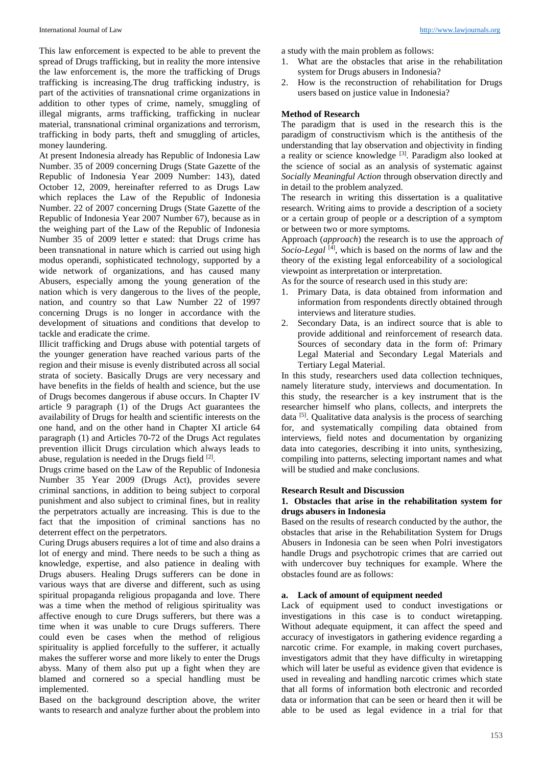This law enforcement is expected to be able to prevent the spread of Drugs trafficking, but in reality the more intensive the law enforcement is, the more the trafficking of Drugs trafficking is increasing.The drug trafficking industry, is part of the activities of transnational crime organizations in addition to other types of crime, namely, smuggling of illegal migrants, arms trafficking, trafficking in nuclear material, transnational criminal organizations and terrorism, trafficking in body parts, theft and smuggling of articles, money laundering.

At present Indonesia already has Republic of Indonesia Law Number. 35 of 2009 concerning Drugs (State Gazette of the Republic of Indonesia Year 2009 Number: 143), dated October 12, 2009, hereinafter referred to as Drugs Law which replaces the Law of the Republic of Indonesia Number. 22 of 2007 concerning Drugs (State Gazette of the Republic of Indonesia Year 2007 Number 67), because as in the weighing part of the Law of the Republic of Indonesia Number 35 of 2009 letter e stated: that Drugs crime has been transnational in nature which is carried out using high modus operandi, sophisticated technology, supported by a wide network of organizations, and has caused many Abusers, especially among the young generation of the nation which is very dangerous to the lives of the people, nation, and country so that Law Number 22 of 1997 concerning Drugs is no longer in accordance with the development of situations and conditions that develop to tackle and eradicate the crime.

Illicit trafficking and Drugs abuse with potential targets of the younger generation have reached various parts of the region and their misuse is evenly distributed across all social strata of society. Basically Drugs are very necessary and have benefits in the fields of health and science, but the use of Drugs becomes dangerous if abuse occurs. In Chapter IV article 9 paragraph (1) of the Drugs Act guarantees the availability of Drugs for health and scientific interests on the one hand, and on the other hand in Chapter XI article 64 paragraph (1) and Articles 70-72 of the Drugs Act regulates prevention illicit Drugs circulation which always leads to abuse, regulation is needed in the Drugs field [2].

Drugs crime based on the Law of the Republic of Indonesia Number 35 Year 2009 (Drugs Act), provides severe criminal sanctions, in addition to being subject to corporal punishment and also subject to criminal fines, but in reality the perpetrators actually are increasing. This is due to the fact that the imposition of criminal sanctions has no deterrent effect on the perpetrators.

Curing Drugs abusers requires a lot of time and also drains a lot of energy and mind. There needs to be such a thing as knowledge, expertise, and also patience in dealing with Drugs abusers. Healing Drugs sufferers can be done in various ways that are diverse and different, such as using spiritual propaganda religious propaganda and love. There was a time when the method of religious spirituality was affective enough to cure Drugs sufferers, but there was a time when it was unable to cure Drugs sufferers. There could even be cases when the method of religious spirituality is applied forcefully to the sufferer, it actually makes the sufferer worse and more likely to enter the Drugs abyss. Many of them also put up a fight when they are blamed and cornered so a special handling must be implemented.

Based on the background description above, the writer wants to research and analyze further about the problem into a study with the main problem as follows:

1. What are the obstacles that arise in the rehabilitation system for Drugs abusers in Indonesia?
2. How is the reconstruction of rehabilitation for Drugs users based on justice value in Indonesia?

## Method of Research

The paradigm that is used in the research this is the paradigm of constructivism which is the antithesis of the understanding that lay observation and objectivity in finding a reality or science knowledge [3]. Paradigm also looked at the science of social as an analysis of systematic against *Socially Meaningful Action* through observation directly and in detail to the problem analyzed.

The research in writing this dissertation is a qualitative research. Writing aims to provide a description of a society or a certain group of people or a description of a symptom or between two or more symptoms.

Approach (*approach*) the research is to use the approach *of Socio-Legal* [4], which is based on the norms of law and the theory of the existing legal enforceability of a sociological viewpoint as interpretation or interpretation.

As for the source of research used in this study are:

1. Primary Data, is data obtained from information and information from respondents directly obtained through interviews and literature studies.
2. Secondary Data, is an indirect source that is able to provide additional and reinforcement of research data. Sources of secondary data in the form of: Primary Legal Material and Secondary Legal Materials and Tertiary Legal Material.

In this study, researchers used data collection techniques, namely literature study, interviews and documentation. In this study, the researcher is a key instrument that is the researcher himself who plans, collects, and interprets the data [5]. Qualitative data analysis is the process of searching for, and systematically compiling data obtained from interviews, field notes and documentation by organizing data into categories, describing it into units, synthesizing, compiling into patterns, selecting important names and what will be studied and make conclusions.

## Research Result and Discussion

### 1. Obstacles that arise in the rehabilitation system for drugs abusers in Indonesia

Based on the results of research conducted by the author, the obstacles that arise in the Rehabilitation System for Drugs Abusers in Indonesia can be seen when Polri investigators handle Drugs and psychotropic crimes that are carried out with undercover buy techniques for example. Where the obstacles found are as follows:

#### a. Lack of amount of equipment needed

Lack of equipment used to conduct investigations or investigations in this case is to conduct wiretapping. Without adequate equipment, it can affect the speed and accuracy of investigators in gathering evidence regarding a narcotic crime. For example, in making covert purchases, investigators admit that they have difficulty in wiretapping which will later be useful as evidence given that evidence is used in revealing and handling both narcotic crimes which state that all forms of information both electronic and recorded data or information that can be seen or heard then it will be able to be used as legal evidence in a trial for that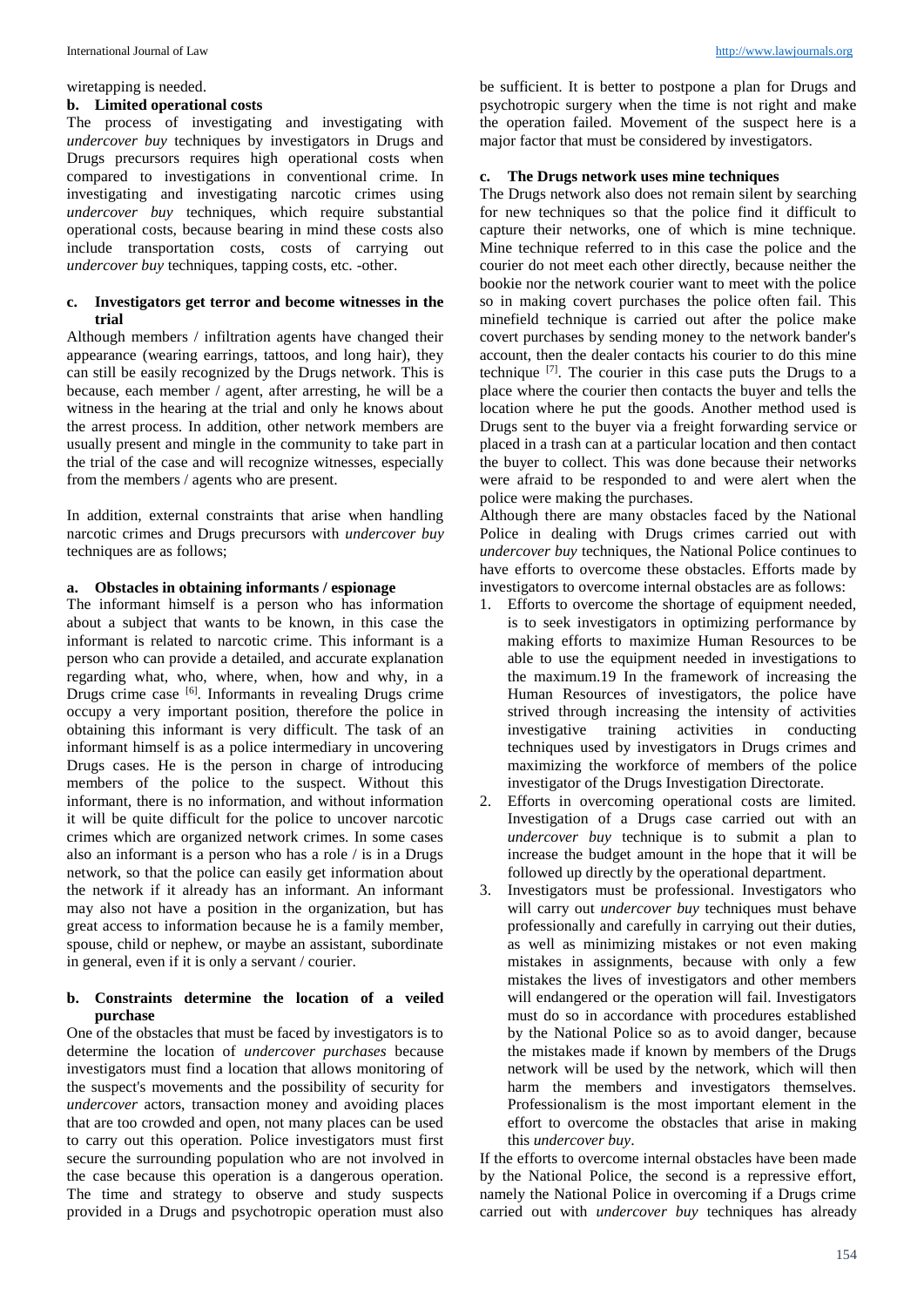wiretapping is needed.

**b. Limited operational costs**

The process of investigating and investigating with *undercover buy* techniques by investigators in Drugs and Drugs precursors requires high operational costs when compared to investigations in conventional crime. In investigating and investigating narcotic crimes using *undercover buy* techniques, which require substantial operational costs, because bearing in mind these costs also include transportation costs, costs of carrying out *undercover buy* techniques, tapping costs, etc. -other.

**c. Investigators get terror and become witnesses in the trial**

Although members / infiltration agents have changed their appearance (wearing earrings, tattoos, and long hair), they can still be easily recognized by the Drugs network. This is because, each member / agent, after arresting, he will be a witness in the hearing at the trial and only he knows about the arrest process. In addition, other network members are usually present and mingle in the community to take part in the trial of the case and will recognize witnesses, especially from the members / agents who are present.

In addition, external constraints that arise when handling narcotic crimes and Drugs precursors with *undercover buy* techniques are as follows;

**a. Obstacles in obtaining informants / espionage**

The informant himself is a person who has information about a subject that wants to be known, in this case the informant is related to narcotic crime. This informant is a person who can provide a detailed, and accurate explanation regarding what, who, where, when, how and why, in a Drugs crime case [6]. Informants in revealing Drugs crime occupy a very important position, therefore the police in obtaining this informant is very difficult. The task of an informant himself is as a police intermediary in uncovering Drugs cases. He is the person in charge of introducing members of the police to the suspect. Without this informant, there is no information, and without information it will be quite difficult for the police to uncover narcotic crimes which are organized network crimes. In some cases also an informant is a person who has a role / is in a Drugs network, so that the police can easily get information about the network if it already has an informant. An informant may also not have a position in the organization, but has great access to information because he is a family member, spouse, child or nephew, or maybe an assistant, subordinate in general, even if it is only a servant / courier.

**b. Constraints determine the location of a veiled purchase**

One of the obstacles that must be faced by investigators is to determine the location of *undercover purchases* because investigators must find a location that allows monitoring of the suspect's movements and the possibility of security for *undercover* actors, transaction money and avoiding places that are too crowded and open, not many places can be used to carry out this operation. Police investigators must first secure the surrounding population who are not involved in the case because this operation is a dangerous operation. The time and strategy to observe and study suspects provided in a Drugs and psychotropic operation must also be sufficient. It is better to postpone a plan for Drugs and psychotropic surgery when the time is not right and make the operation failed. Movement of the suspect here is a major factor that must be considered by investigators.

**c. The Drugs network uses mine techniques**

The Drugs network also does not remain silent by searching for new techniques so that the police find it difficult to capture their networks, one of which is mine technique. Mine technique referred to in this case the police and the courier do not meet each other directly, because neither the bookie nor the network courier want to meet with the police so in making covert purchases the police often fail. This minefield technique is carried out after the police make covert purchases by sending money to the network bander's account, then the dealer contacts his courier to do this mine technique [7]. The courier in this case puts the Drugs to a place where the courier then contacts the buyer and tells the location where he put the goods. Another method used is Drugs sent to the buyer via a freight forwarding service or placed in a trash can at a particular location and then contact the buyer to collect. This was done because their networks were afraid to be responded to and were alert when the police were making the purchases.

Although there are many obstacles faced by the National Police in dealing with Drugs crimes carried out with *undercover buy* techniques, the National Police continues to have efforts to overcome these obstacles. Efforts made by investigators to overcome internal obstacles are as follows:

1. Efforts to overcome the shortage of equipment needed, is to seek investigators in optimizing performance by making efforts to maximize Human Resources to be able to use the equipment needed in investigations to the maximum.19 In the framework of increasing the Human Resources of investigators, the police have strived through increasing the intensity of activities investigative training activities in conducting techniques used by investigators in Drugs crimes and maximizing the workforce of members of the police investigator of the Drugs Investigation Directorate.
2. Efforts in overcoming operational costs are limited. Investigation of a Drugs case carried out with an *undercover buy* technique is to submit a plan to increase the budget amount in the hope that it will be followed up directly by the operational department.
3. Investigators must be professional. Investigators who will carry out *undercover buy* techniques must behave professionally and carefully in carrying out their duties, as well as minimizing mistakes or not even making mistakes in assignments, because with only a few mistakes the lives of investigators and other members will endangered or the operation will fail. Investigators must do so in accordance with procedures established by the National Police so as to avoid danger, because the mistakes made if known by members of the Drugs network will be used by the network, which will then harm the members and investigators themselves. Professionalism is the most important element in the effort to overcome the obstacles that arise in making this *undercover buy*.

If the efforts to overcome internal obstacles have been made by the National Police, the second is a repressive effort, namely the National Police in overcoming if a Drugs crime carried out with *undercover buy* techniques has already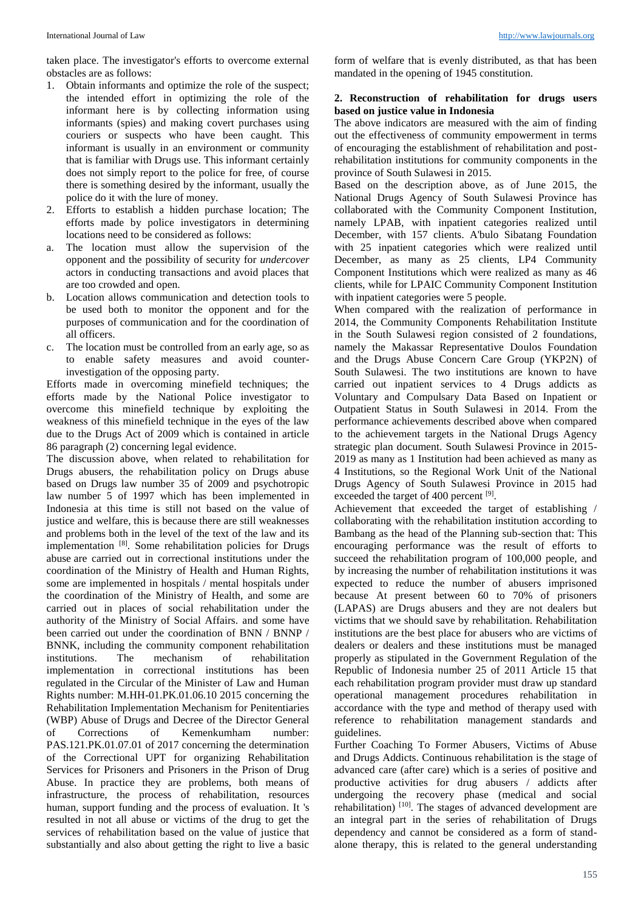taken place. The investigator's efforts to overcome external obstacles are as follows:

1. Obtain informants and optimize the role of the suspect; the intended effort in optimizing the role of the informant here is by collecting information using informants (spies) and making covert purchases using couriers or suspects who have been caught. This informant is usually in an environment or community that is familiar with Drugs use. This informant certainly does not simply report to the police for free, of course there is something desired by the informant, usually the police do it with the lure of money.
2. Efforts to establish a hidden purchase location; The efforts made by police investigators in determining locations need to be considered as follows:

a. The location must allow the supervision of the opponent and the possibility of security for *undercover* actors in conducting transactions and avoid places that are too crowded and open.
b. Location allows communication and detection tools to be used both to monitor the opponent and for the purposes of communication and for the coordination of all officers.
c. The location must be controlled from an early age, so as to enable safety measures and avoid counter-investigation of the opposing party.

Efforts made in overcoming minefield techniques; the efforts made by the National Police investigator to overcome this minefield technique by exploiting the weakness of this minefield technique in the eyes of the law due to the Drugs Act of 2009 which is contained in article 86 paragraph (2) concerning legal evidence.

The discussion above, when related to rehabilitation for Drugs abusers, the rehabilitation policy on Drugs abuse based on Drugs law number 35 of 2009 and psychotropic law number 5 of 1997 which has been implemented in Indonesia at this time is still not based on the value of justice and welfare, this is because there are still weaknesses and problems both in the level of the text of the law and its implementation [8]. Some rehabilitation policies for Drugs abuse are carried out in correctional institutions under the coordination of the Ministry of Health and Human Rights, some are implemented in hospitals / mental hospitals under the coordination of the Ministry of Health, and some are carried out in places of social rehabilitation under the authority of the Ministry of Social Affairs. and some have been carried out under the coordination of BNN / BNNP / BNNK, including the community component rehabilitation institutions. The mechanism of rehabilitation implementation in correctional institutions has been regulated in the Circular of the Minister of Law and Human Rights number: M.HH-01.PK.01.06.10 2015 concerning the Rehabilitation Implementation Mechanism for Penitentiaries (WBP) Abuse of Drugs and Decree of the Director General of Corrections of Kemenkumham number: PAS.121.PK.01.07.01 of 2017 concerning the determination of the Correctional UPT for organizing Rehabilitation Services for Prisoners and Prisoners in the Prison of Drug Abuse. In practice they are problems, both means of infrastructure, the process of rehabilitation, resources human, support funding and the process of evaluation. It 's resulted in not all abuse or victims of the drug to get the services of rehabilitation based on the value of justice that substantially and also about getting the right to live a basic form of welfare that is evenly distributed, as that has been mandated in the opening of 1945 constitution.

### 2. Reconstruction of rehabilitation for drugs users based on justice value in Indonesia

The above indicators are measured with the aim of finding out the effectiveness of community empowerment in terms of encouraging the establishment of rehabilitation and post-rehabilitation institutions for community components in the province of South Sulawesi in 2015.

Based on the description above, as of June 2015, the National Drugs Agency of South Sulawesi Province has collaborated with the Community Component Institution, namely LPAB, with inpatient categories realized until December, with 157 clients. A'bulo Sibatang Foundation with 25 inpatient categories which were realized until December, as many as 25 clients, LP4 Community Component Institutions which were realized as many as 46 clients, while for LPAIC Community Component Institution with inpatient categories were 5 people.

When compared with the realization of performance in 2014, the Community Components Rehabilitation Institute in the South Sulawesi region consisted of 2 foundations, namely the Makassar Representative Doulos Foundation and the Drugs Abuse Concern Care Group (YKP2N) of South Sulawesi. The two institutions are known to have carried out inpatient services to 4 Drugs addicts as Voluntary and Compulsary Data Based on Inpatient or Outpatient Status in South Sulawesi in 2014. From the performance achievements described above when compared to the achievement targets in the National Drugs Agency strategic plan document. South Sulawesi Province in 2015-2019 as many as 1 Institution had been achieved as many as 4 Institutions, so the Regional Work Unit of the National Drugs Agency of South Sulawesi Province in 2015 had exceeded the target of 400 percent [9].

Achievement that exceeded the target of establishing / collaborating with the rehabilitation institution according to Bambang as the head of the Planning sub-section that: This encouraging performance was the result of efforts to succeed the rehabilitation program of 100,000 people, and by increasing the number of rehabilitation institutions it was expected to reduce the number of abusers imprisoned because At present between 60 to 70% of prisoners (LAPAS) are Drugs abusers and they are not dealers but victims that we should save by rehabilitation. Rehabilitation institutions are the best place for abusers who are victims of dealers or dealers and these institutions must be managed properly as stipulated in the Government Regulation of the Republic of Indonesia number 25 of 2011 Article 15 that each rehabilitation program provider must draw up standard operational management procedures rehabilitation in accordance with the type and method of therapy used with reference to rehabilitation management standards and guidelines.

Further Coaching To Former Abusers, Victims of Abuse and Drugs Addicts. Continuous rehabilitation is the stage of advanced care (after care) which is a series of positive and productive activities for drug abusers / addicts after undergoing the recovery phase (medical and social rehabilitation) [10]. The stages of advanced development are an integral part in the series of rehabilitation of Drugs dependency and cannot be considered as a form of stand-alone therapy, this is related to the general understanding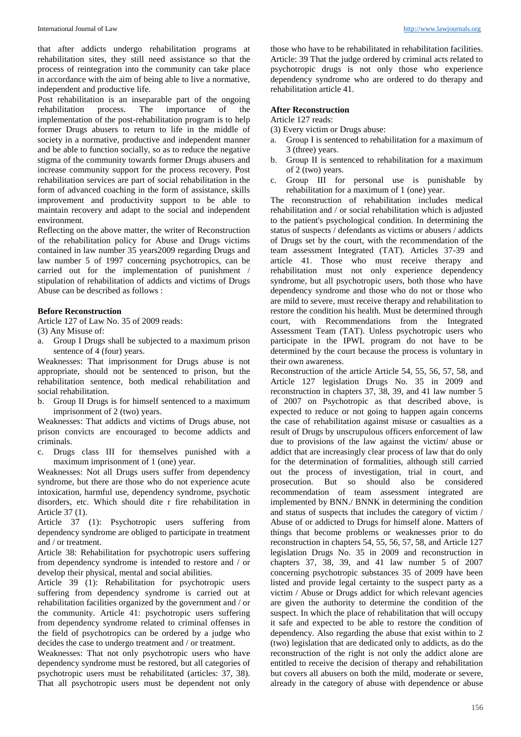that after addicts undergo rehabilitation programs at rehabilitation sites, they still need assistance so that the process of reintegration into the community can take place in accordance with the aim of being able to live a normative, independent and productive life.

Post rehabilitation is an inseparable part of the ongoing rehabilitation process. The importance of the implementation of the post-rehabilitation program is to help former Drugs abusers to return to life in the middle of society in a normative, productive and independent manner and be able to function socially, so as to reduce the negative stigma of the community towards former Drugs abusers and increase community support for the process recovery. Post rehabilitation services are part of social rehabilitation in the form of advanced coaching in the form of assistance, skills improvement and productivity support to be able to maintain recovery and adapt to the social and independent environment.

Reflecting on the above matter, the writer of Reconstruction of the rehabilitation policy for Abuse and Drugs victims contained in law number 35 years2009 regarding Drugs and law number 5 of 1997 concerning psychotropics, can be carried out for the implementation of punishment / stipulation of rehabilitation of addicts and victims of Drugs Abuse can be described as follows :

**Before Reconstruction**

Article 127 of Law No. 35 of 2009 reads:

(3) Any Misuse of:

a. Group I Drugs shall be subjected to a maximum prison sentence of 4 (four) years.

Weaknesses: That imprisonment for Drugs abuse is not appropriate, should not be sentenced to prison, but the rehabilitation sentence, both medical rehabilitation and social rehabilitation.

b. Group II Drugs is for himself sentenced to a maximum imprisonment of 2 (two) years.

Weaknesses: That addicts and victims of Drugs abuse, not prison convicts are encouraged to become addicts and criminals.

c. Drugs class III for themselves punished with a maximum imprisonment of 1 (one) year.

Weaknesses: Not all Drugs users suffer from dependency syndrome, but there are those who do not experience acute intoxication, harmful use, dependency syndrome, psychotic disorders, etc. Which should dite r fire rehabilitation in Article 37 (1).

Article 37 (1): Psychotropic users suffering from dependency syndrome are obliged to participate in treatment and / or treatment.

Article 38: Rehabilitation for psychotropic users suffering from dependency syndrome is intended to restore and / or develop their physical, mental and social abilities.

Article 39 (1): Rehabilitation for psychotropic users suffering from dependency syndrome is carried out at rehabilitation facilities organized by the government and / or the community. Article 41: psychotropic users suffering from dependency syndrome related to criminal offenses in the field of psychotropics can be ordered by a judge who decides the case to undergo treatment and / or treatment.

Weaknesses: That not only psychotropic users who have dependency syndrome must be restored, but all categories of psychotropic users must be rehabilitated (articles: 37, 38). That all psychotropic users must be dependent not only those who have to be rehabilitated in rehabilitation facilities. Article: 39 That the judge ordered by criminal acts related to psychotropic drugs is not only those who experience dependency syndrome who are ordered to do therapy and rehabilitation article 41.

**After Reconstruction**

Article 127 reads:

(3) Every victim or Drugs abuse:

a. Group I is sentenced to rehabilitation for a maximum of 3 (three) years.

b. Group II is sentenced to rehabilitation for a maximum of 2 (two) years.

c. Group III for personal use is punishable by rehabilitation for a maximum of 1 (one) year.

The reconstruction of rehabilitation includes medical rehabilitation and / or social rehabilitation which is adjusted to the patient's psychological condition. In determining the status of suspects / defendants as victims or abusers / addicts of Drugs set by the court, with the recommendation of the team assessment Integrated (TAT). Articles 37-39 and article 41. Those who must receive therapy and rehabilitation must not only experience dependency syndrome, but all psychotropic users, both those who have dependency syndrome and those who do not or those who are mild to severe, must receive therapy and rehabilitation to restore the condition his health. Must be determined through court, with Recommendations from the Integrated Assessment Team (TAT). Unless psychotropic users who participate in the IPWL program do not have to be determined by the court because the process is voluntary in their own awareness.

Reconstruction of the article Article 54, 55, 56, 57, 58, and Article 127 legislation Drugs No. 35 in 2009 and reconstruction in chapters 37, 38, 39, and 41 law number 5 of 2007 on Psychotropic as that described above, is expected to reduce or not going to happen again concerns the case of rehabilitation against misuse or casualties as a result of Drugs by unscrupulous officers enforcement of law due to provisions of the law against the victim/ abuse or addict that are increasingly clear process of law that do only for the determination of formalities, although still carried out the process of investigation, trial in court, and prosecution. But so should also be considered recommendation of team assessment integrated are implemented by BNN./ BNNK in determining the condition and status of suspects that includes the category of victim / Abuse of or addicted to Drugs for himself alone. Matters of things that become problems or weaknesses prior to do reconstruction in chapters 54, 55, 56, 57, 58, and Article 127 legislation Drugs No. 35 in 2009 and reconstruction in chapters 37, 38, 39, and 41 law number 5 of 2007 concerning psychotropic substances 35 of 2009 have been listed and provide legal certainty to the suspect party as a victim / Abuse or Drugs addict for which relevant agencies are given the authority to determine the condition of the suspect. In which the place of rehabilitation that will occupy it safe and expected to be able to restore the condition of dependency. Also regarding the abuse that exist within to 2 (two) legislation that are dedicated only to addicts, as do the reconstruction of the right is not only the addict alone are entitled to receive the decision of therapy and rehabilitation but covers all abusers on both the mild, moderate or severe, already in the category of abuse with dependence or abuse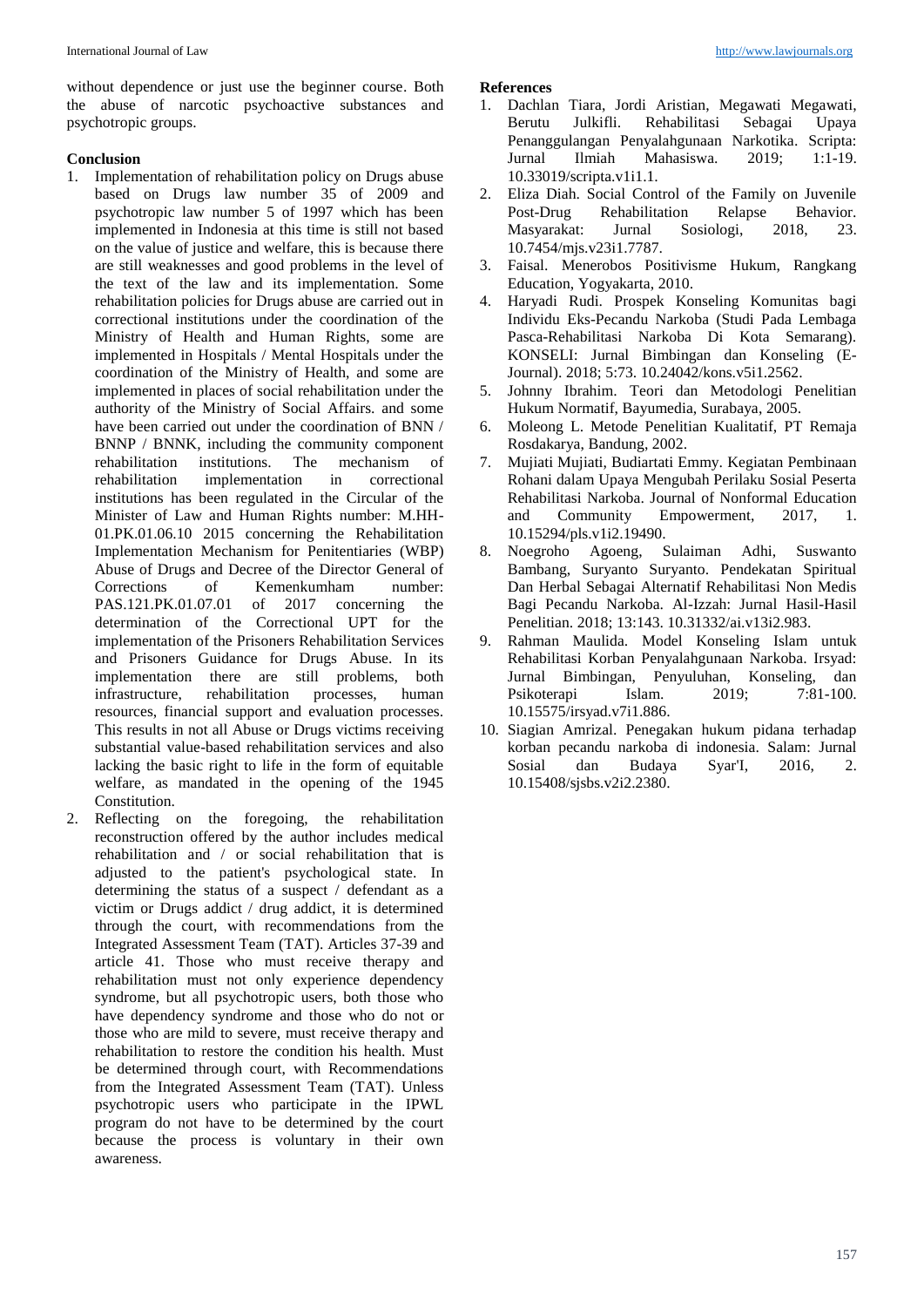without dependence or just use the beginner course. Both the abuse of narcotic psychoactive substances and psychotropic groups.

## Conclusion

1. Implementation of rehabilitation policy on Drugs abuse based on Drugs law number 35 of 2009 and psychotropic law number 5 of 1997 which has been implemented in Indonesia at this time is still not based on the value of justice and welfare, this is because there are still weaknesses and good problems in the level of the text of the law and its implementation. Some rehabilitation policies for Drugs abuse are carried out in correctional institutions under the coordination of the Ministry of Health and Human Rights, some are implemented in Hospitals / Mental Hospitals under the coordination of the Ministry of Health, and some are implemented in places of social rehabilitation under the authority of the Ministry of Social Affairs. and some have been carried out under the coordination of BNN / BNNP / BNNK, including the community component rehabilitation institutions. The mechanism of rehabilitation implementation in correctional institutions has been regulated in the Circular of the Minister of Law and Human Rights number: M.HH-01.PK.01.06.10 2015 concerning the Rehabilitation Implementation Mechanism for Penitentiaries (WBP) Abuse of Drugs and Decree of the Director General of Corrections of Kemenkumham number: PAS.121.PK.01.07.01 of 2017 concerning the determination of the Correctional UPT for the implementation of the Prisoners Rehabilitation Services and Prisoners Guidance for Drugs Abuse. In its implementation there are still problems, both infrastructure, rehabilitation processes, human resources, financial support and evaluation processes. This results in not all Abuse or Drugs victims receiving substantial value-based rehabilitation services and also lacking the basic right to life in the form of equitable welfare, as mandated in the opening of the 1945 Constitution.
2. Reflecting on the foregoing, the rehabilitation reconstruction offered by the author includes medical rehabilitation and / or social rehabilitation that is adjusted to the patient's psychological state. In determining the status of a suspect / defendant as a victim or Drugs addict / drug addict, it is determined through the court, with recommendations from the Integrated Assessment Team (TAT). Articles 37-39 and article 41. Those who must receive therapy and rehabilitation must not only experience dependency syndrome, but all psychotropic users, both those who have dependency syndrome and those who do not or those who are mild to severe, must receive therapy and rehabilitation to restore the condition his health. Must be determined through court, with Recommendations from the Integrated Assessment Team (TAT). Unless psychotropic users who participate in the IPWL program do not have to be determined by the court because the process is voluntary in their own awareness.

## References

1. Dachlan Tiara, Jordi Aristian, Megawati Megawati, Berutu Julkifli. Rehabilitasi Sebagai Upaya Penanggulangan Penyalahgunaan Narkotika. Scripta: Jurnal Ilmiah Mahasiswa. 2019; 1:1-19. 10.33019/scripta.v1i1.1.
2. Eliza Diah. Social Control of the Family on Juvenile Post-Drug Rehabilitation Relapse Behavior. Masyarakat: Jurnal Sosiologi, 2018, 23. 10.7454/mjs.v23i1.7787.
3. Faisal. Menerobos Positivisme Hukum, Rangkang Education, Yogyakarta, 2010.
4. Haryadi Rudi. Prospek Konseling Komunitas bagi Individu Eks-Pecandu Narkoba (Studi Pada Lembaga Pasca-Rehabilitasi Narkoba Di Kota Semarang). KONSELI: Jurnal Bimbingan dan Konseling (E-Journal). 2018; 5:73. 10.24042/kons.v5i1.2562.
5. Johnny Ibrahim. Teori dan Metodologi Penelitian Hukum Normatif, Bayumedia, Surabaya, 2005.
6. Moleong L. Metode Penelitian Kualitatif, PT Remaja Rosdakarya, Bandung, 2002.
7. Mujiati Mujiati, Budiartati Emmy. Kegiatan Pembinaan Rohani dalam Upaya Mengubah Perilaku Sosial Peserta Rehabilitasi Narkoba. Journal of Nonformal Education and Community Empowerment, 2017, 1. 10.15294/pls.v1i2.19490.
8. Noegroho Agoeng, Sulaiman Adhi, Suswanto Bambang, Suryanto Suryanto. Pendekatan Spiritual Dan Herbal Sebagai Alternatif Rehabilitasi Non Medis Bagi Pecandu Narkoba. Al-Izzah: Jurnal Hasil-Hasil Penelitian. 2018; 13:143. 10.31332/ai.v13i2.983.
9. Rahman Maulida. Model Konseling Islam untuk Rehabilitasi Korban Penyalahgunaan Narkoba. Irsyad: Jurnal Bimbingan, Penyuluhan, Konseling, dan Psikoterapi Islam. 2019; 7:81-100. 10.15575/irsyad.v7i1.886.
10. Siagian Amrizal. Penegakan hukum pidana terhadap korban pecandu narkoba di indonesia. Salam: Jurnal Sosial dan Budaya Syar'I, 2016, 2. 10.15408/sjsbs.v2i2.2380.